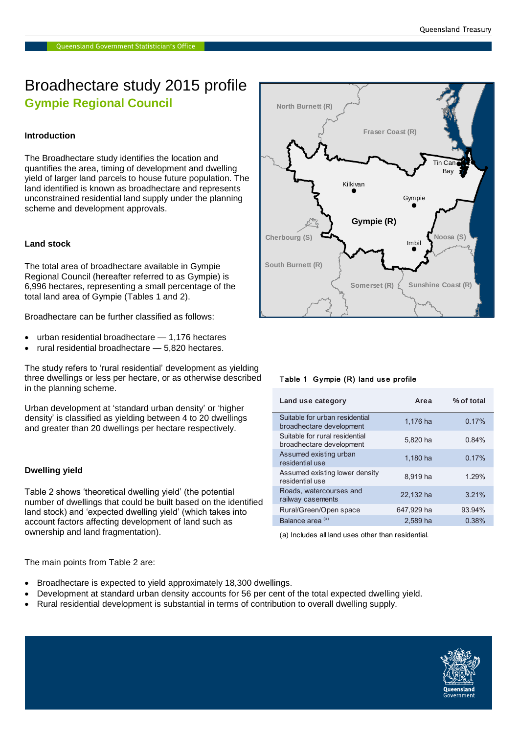# Broadhectare study 2015 profile

## Gympie Regional Council

### Introduction

The Broadhectare study identifies the location and quantifies the area, timing of development and dwelling yield of larger land parcels to house future population. The land identified is known as broadhectare and represents unconstrained residential land supply under the planning scheme and development approvals.

### Land stock

The total area of broadhectare available in Gympie Regional Council (hereafter referred to as Gympie) is 6,996 hectares, representing a small percentage of the total land area of Gympie (Tables 1 and 2).

Broadhectare can be further classified as follows:

- urban residential broadhectare — 1,176 hectares
- rural residential broadhectare — 5,820 hectares.

The study refers to 'rural residential' development as yielding three dwellings or less per hectare, or as otherwise described in the planning scheme.

Urban development at 'standard urban density' or 'higher density' is classified as yielding between 4 to 20 dwellings and greater than 20 dwellings per hectare respectively.

### Dwelling yield

Table 2 shows 'theoretical dwelling yield' (the potential number of dwellings that could be built based on the identified land stock) and 'expected dwelling yield' (which takes into account factors affecting development of land such as ownership and land fragmentation).

The main points from Table 2 are:

- Broadhectare is expected to yield approximately 18,300 dwellings.
- Development at standard urban density accounts for 56 per cent of the total expected dwelling yield.
- Rural residential development is substantial in terms of contribution to overall dwelling supply.

**Table 1 Gympie (R) land use profile**

| Land use category | Area | % of total |
|---|---|---|
| Suitable for urban residential broadhectare development | 1,176 ha | 0.17% |
| Suitable for rural residential broadhectare development | 5,820 ha | 0.84% |
| Assumed existing urban residential use | 1,180 ha | 0.17% |
| Assumed existing lower density residential use | 8,919 ha | 1.29% |
| Roads, watercourses and railway casements | 22,132 ha | 3.21% |
| Rural/Green/Open space | 647,929 ha | 93.94% |
| Balance area [(a)] | 2,589 ha | 0.38% |

(a) Includes all land uses other than residential.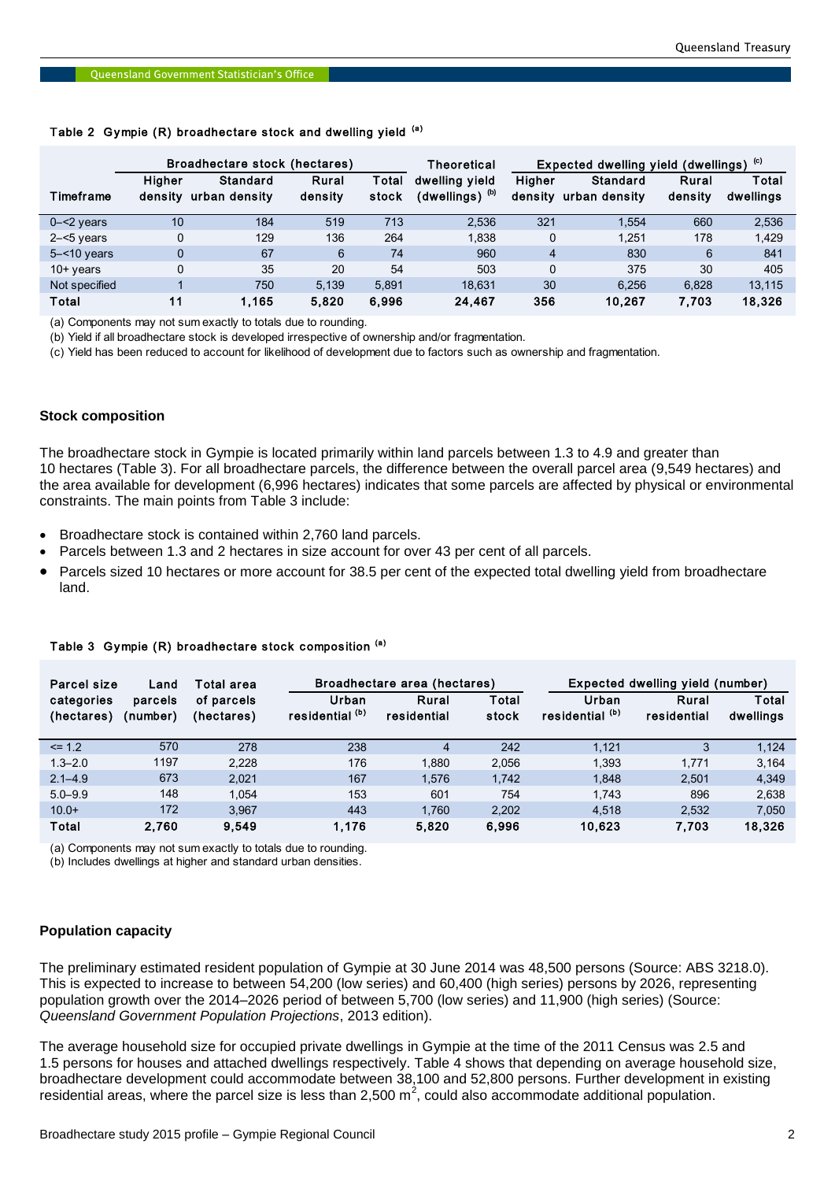**Table 2 Gympie (R) broadhectare stock and dwelling yield [(a)]**

| Timeframe | Broadhectare stock (hectares) | | | | Theoretical | Expected dwelling yield (dwellings) [(c)] | | | |
|---|---|---|---|---|---|---|---|---|---|
| | Higher density | Standard urban density | Rural density | Total stock | dwelling yield (dwellings) [(b)] | Higher density | Standard urban density | Rural density | Total dwellings |
| 0–<2 years | 10 | 184 | 519 | 713 | 2,536 | 321 | 1,554 | 660 | 2,536 |
| 2–<5 years | 0 | 129 | 136 | 264 | 1,838 | 0 | 1,251 | 178 | 1,429 |
| 5–<10 years | 0 | 67 | 6 | 74 | 960 | 4 | 830 | 6 | 841 |
| 10+ years | 0 | 35 | 20 | 54 | 503 | 0 | 375 | 30 | 405 |
| Not specified | 1 | 750 | 5,139 | 5,891 | 18,631 | 30 | 6,256 | 6,828 | 13,115 |
| **Total** | **11** | **1,165** | **5,820** | **6,996** | **24,467** | **356** | **10,267** | **7,703** | **18,326** |

(a) Components may not sum exactly to totals due to rounding.

(b) Yield if all broadhectare stock is developed irrespective of ownership and/or fragmentation.

(c) Yield has been reduced to account for likelihood of development due to factors such as ownership and fragmentation.

### Stock composition

The broadhectare stock in Gympie is located primarily within land parcels between 1.3 to 4.9 and greater than 10 hectares (Table 3). For all broadhectare parcels, the difference between the overall parcel area (9,549 hectares) and the area available for development (6,996 hectares) indicates that some parcels are affected by physical or environmental constraints. The main points from Table 3 include:

- Broadhectare stock is contained within 2,760 land parcels.
- Parcels between 1.3 and 2 hectares in size account for over 43 per cent of all parcels.
- Parcels sized 10 hectares or more account for 38.5 per cent of the expected total dwelling yield from broadhectare land.

**Table 3 Gympie (R) broadhectare stock composition [(a)]**

| Parcel size categories (hectares) | Land parcels (number) | Total area of parcels (hectares) | Broadhectare area (hectares) | | | Expected dwelling yield (number) | | |
|---|---|---|---|---|---|---|---|---|
| | | | Urban residential [(b)] | Rural residential | Total stock | Urban residential [(b)] | Rural residential | Total dwellings |
| <= 1.2 | 570 | 278 | 238 | 4 | 242 | 1,121 | 3 | 1,124 |
| 1.3–2.0 | 1197 | 2,228 | 176 | 1,880 | 2,056 | 1,393 | 1,771 | 3,164 |
| 2.1–4.9 | 673 | 2,021 | 167 | 1,576 | 1,742 | 1,848 | 2,501 | 4,349 |
| 5.0–9.9 | 148 | 1,054 | 153 | 601 | 754 | 1,743 | 896 | 2,638 |
| 10.0+ | 172 | 3,967 | 443 | 1,760 | 2,202 | 4,518 | 2,532 | 7,050 |
| **Total** | **2,760** | **9,549** | **1,176** | **5,820** | **6,996** | **10,623** | **7,703** | **18,326** |

(a) Components may not sum exactly to totals due to rounding.

(b) Includes dwellings at higher and standard urban densities.

### Population capacity

The preliminary estimated resident population of Gympie at 30 June 2014 was 48,500 persons (Source: ABS 3218.0). This is expected to increase to between 54,200 (low series) and 60,400 (high series) persons by 2026, representing population growth over the 2014–2026 period of between 5,700 (low series) and 11,900 (high series) (Source: *Queensland Government Population Projections*, 2013 edition).

The average household size for occupied private dwellings in Gympie at the time of the 2011 Census was 2.5 and 1.5 persons for houses and attached dwellings respectively. Table 4 shows that depending on average household size, broadhectare development could accommodate between 38,100 and 52,800 persons. Further development in existing residential areas, where the parcel size is less than 2,500 $m^2$, could also accommodate additional population.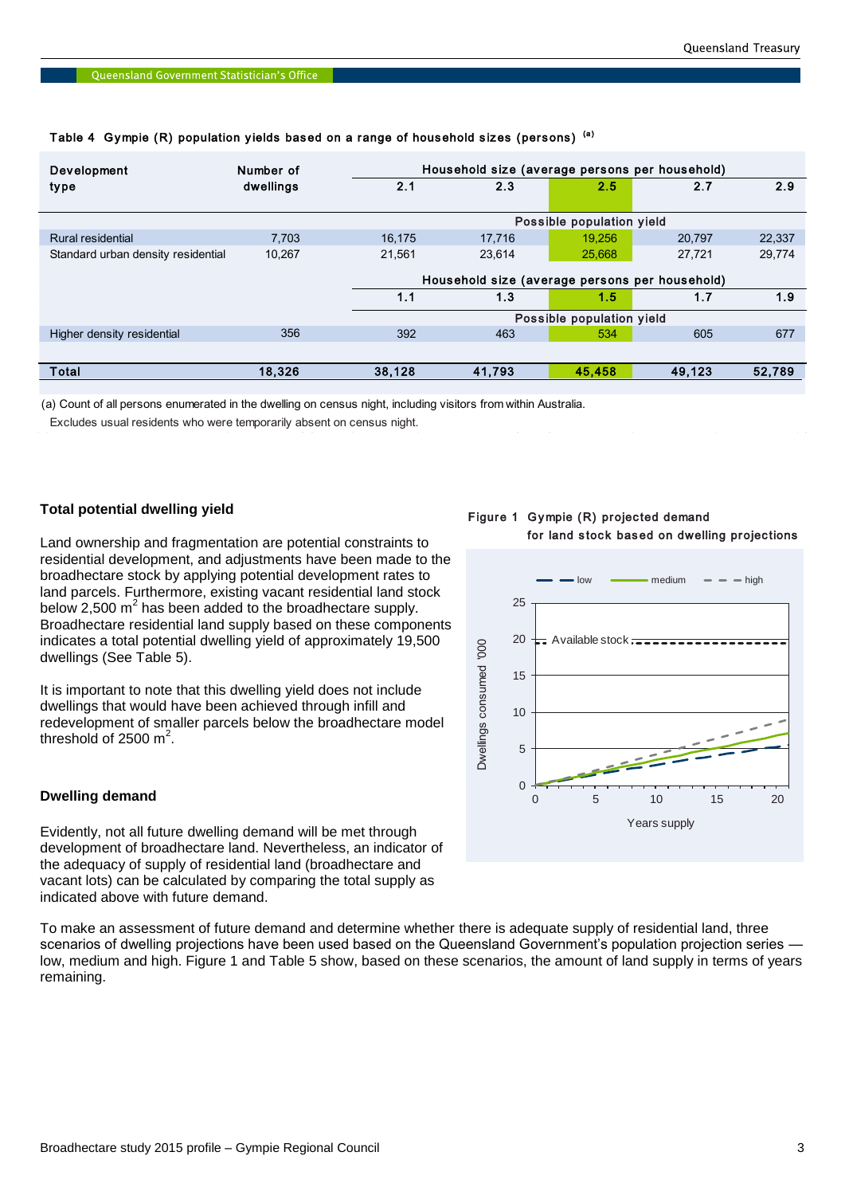Table 4 Gympie (R) population yields based on a range of household sizes (persons) [(a)]

| Development type | Number of dwellings | Household size (average persons per household) | | | | |
|---|---|---|---|---|---|---|
| | | 2.1 | 2.3 | 2.5 | 2.7 | 2.9 |
| | | Possible population yield | | | | |
| Rural residential | 7,703 | 16,175 | 17,716 | 19,256 | 20,797 | 22,337 |
| Standard urban density residential | 10,267 | 21,561 | 23,614 | 25,668 | 27,721 | 29,774 |
| | | Household size (average persons per household) | | | | |
| | | 1.1 | 1.3 | 1.5 | 1.7 | 1.9 |
| | | Possible population yield | | | | |
| Higher density residential | 356 | 392 | 463 | 534 | 605 | 677 |
| **Total** | **18,326** | **38,128** | **41,793** | **45,458** | **49,123** | **52,789** |

(a) Count of all persons enumerated in the dwelling on census night, including visitors from within Australia.
Excludes usual residents who were temporarily absent on census night.

### Total potential dwelling yield

Land ownership and fragmentation are potential constraints to residential development, and adjustments have been made to the broadhectare stock by applying potential development rates to land parcels. Furthermore, existing vacant residential land stock below 2,500 $m^2$ has been added to the broadhectare supply. Broadhectare residential land supply based on these components indicates a total potential dwelling yield of approximately 19,500 dwellings (See Table 5).

It is important to note that this dwelling yield does not include dwellings that would have been achieved through infill and redevelopment of smaller parcels below the broadhectare model threshold of 2500 $m^2$.

### Dwelling demand

Evidently, not all future dwelling demand will be met through development of broadhectare land. Nevertheless, an indicator of the adequacy of supply of residential land (broadhectare and vacant lots) can be calculated by comparing the total supply as indicated above with future demand.

Figure 1 Gympie (R) projected demand for land stock based on dwelling projections

To make an assessment of future demand and determine whether there is adequate supply of residential land, three scenarios of dwelling projections have been used based on the Queensland Government's population projection series — low, medium and high. Figure 1 and Table 5 show, based on these scenarios, the amount of land supply in terms of years remaining.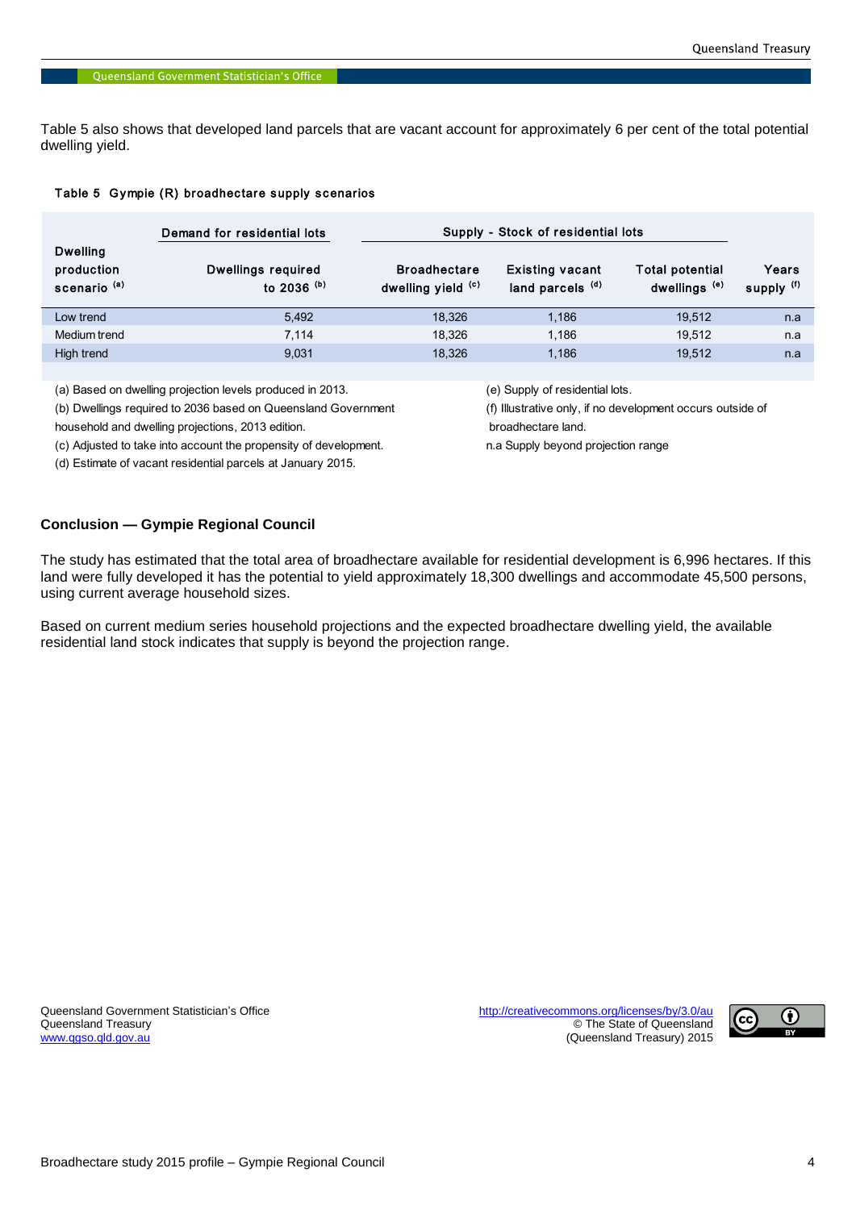Table 5 also shows that developed land parcels that are vacant account for approximately 6 per cent of the total potential dwelling yield.

**Table 5 Gympie (R) broadhectare supply scenarios**

| Dwelling production scenario [(a)] | Demand for residential lots | Supply - Stock of residential lots | | | |
|---|---|---|---|---|---|
| | Dwellings required to 2036 [(b)] | Broadhectare dwelling yield [(c)] | Existing vacant land parcels [(d)] | Total potential dwellings [(e)] | Years supply [(f)] |
| Low trend | 5,492 | 18,326 | 1,186 | 19,512 | n.a |
| Medium trend | 7,114 | 18,326 | 1,186 | 19,512 | n.a |
| High trend | 9,031 | 18,326 | 1,186 | 19,512 | n.a |

(a) Based on dwelling projection levels produced in 2013.
(b) Dwellings required to 2036 based on Queensland Government household and dwelling projections, 2013 edition.
(c) Adjusted to take into account the propensity of development.
(d) Estimate of vacant residential parcels at January 2015.
(e) Supply of residential lots.
(f) Illustrative only, if no development occurs outside of broadhectare land.
n.a Supply beyond projection range

## Conclusion — Gympie Regional Council

The study has estimated that the total area of broadhectare available for residential development is 6,996 hectares. If this land were fully developed it has the potential to yield approximately 18,300 dwellings and accommodate 45,500 persons, using current average household sizes.

Based on current medium series household projections and the expected broadhectare dwelling yield, the available residential land stock indicates that supply is beyond the projection range.

Queensland Government Statistician's Office
Queensland Treasury
www.qgso.qld.gov.au

http://creativecommons.org/licenses/by/3.0/au
© The State of Queensland
(Queensland Treasury) 2015